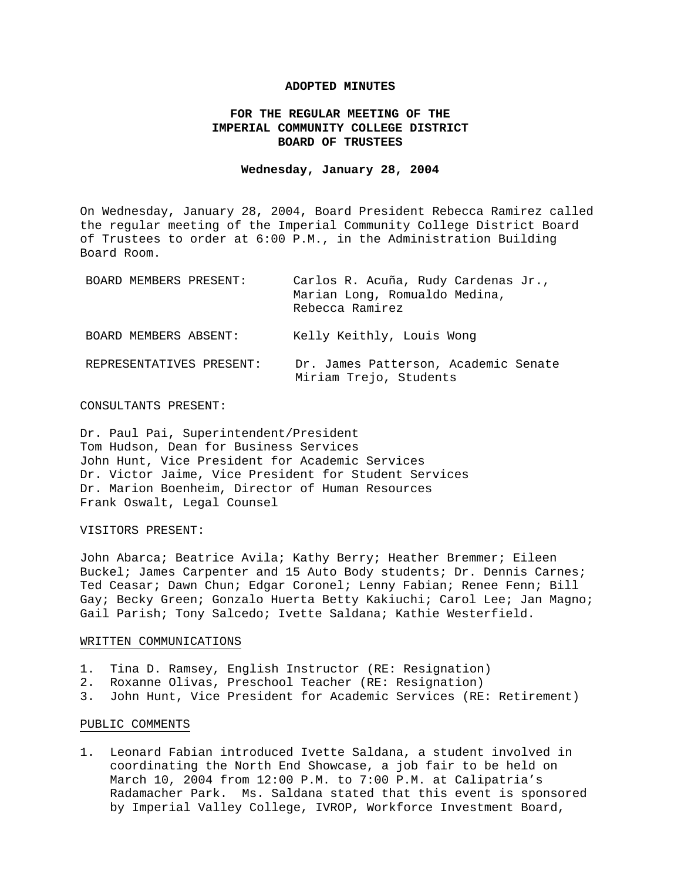# ADOPTED MINUTES

## FOR THE REGULAR MEETING OF THE IMPERIAL COMMUNITY COLLEGE DISTRICT BOARD OF TRUSTEES

**Wednesday, January 28, 2004**

On Wednesday, January 28, 2004, Board President Rebecca Ramirez called the regular meeting of the Imperial Community College District Board of Trustees to order at 6:00 P.M., in the Administration Building Board Room.

| | |
|---|---|
| BOARD MEMBERS PRESENT: | Carlos R. Acuña, Rudy Cardenas Jr., Marian Long, Romualdo Medina, Rebecca Ramirez |
| BOARD MEMBERS ABSENT: | Kelly Keithly, Louis Wong |
| REPRESENTATIVES PRESENT: | Dr. James Patterson, Academic Senate<br>Miriam Trejo, Students |

CONSULTANTS PRESENT:

Dr. Paul Pai, Superintendent/President
Tom Hudson, Dean for Business Services
John Hunt, Vice President for Academic Services
Dr. Victor Jaime, Vice President for Student Services
Dr. Marion Boenheim, Director of Human Resources
Frank Oswalt, Legal Counsel

VISITORS PRESENT:

John Abarca; Beatrice Avila; Kathy Berry; Heather Bremmer; Eileen Buckel; James Carpenter and 15 Auto Body students; Dr. Dennis Carnes; Ted Ceasar; Dawn Chun; Edgar Coronel; Lenny Fabian; Renee Fenn; Bill Gay; Becky Green; Gonzalo Huerta Betty Kakiuchi; Carol Lee; Jan Magno; Gail Parish; Tony Salcedo; Ivette Saldana; Kathie Westerfield.

<u>WRITTEN COMMUNICATIONS</u>

1. Tina D. Ramsey, English Instructor (RE: Resignation)
2. Roxanne Olivas, Preschool Teacher (RE: Resignation)
3. John Hunt, Vice President for Academic Services (RE: Retirement)

<u>PUBLIC COMMENTS</u>

1. Leonard Fabian introduced Ivette Saldana, a student involved in coordinating the North End Showcase, a job fair to be held on March 10, 2004 from 12:00 P.M. to 7:00 P.M. at Calipatria's Radamacher Park. Ms. Saldana stated that this event is sponsored by Imperial Valley College, IVROP, Workforce Investment Board,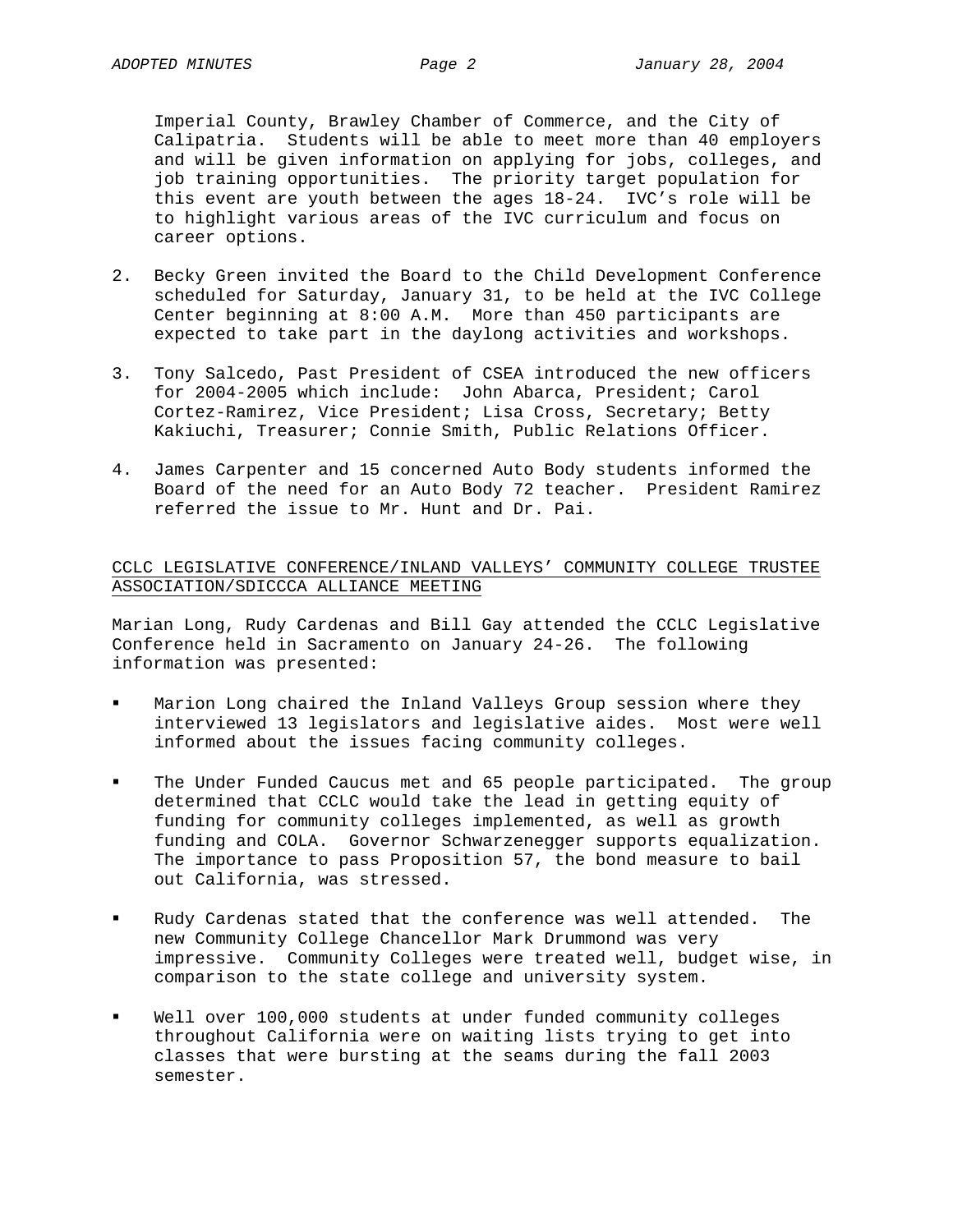Imperial County, Brawley Chamber of Commerce, and the City of Calipatria. Students will be able to meet more than 40 employers and will be given information on applying for jobs, colleges, and job training opportunities. The priority target population for this event are youth between the ages 18-24. IVC's role will be to highlight various areas of the IVC curriculum and focus on career options.

2. Becky Green invited the Board to the Child Development Conference scheduled for Saturday, January 31, to be held at the IVC College Center beginning at 8:00 A.M. More than 450 participants are expected to take part in the daylong activities and workshops.

3. Tony Salcedo, Past President of CSEA introduced the new officers for 2004-2005 which include: John Abarca, President; Carol Cortez-Ramirez, Vice President; Lisa Cross, Secretary; Betty Kakiuchi, Treasurer; Connie Smith, Public Relations Officer.

4. James Carpenter and 15 concerned Auto Body students informed the Board of the need for an Auto Body 72 teacher. President Ramirez referred the issue to Mr. Hunt and Dr. Pai.

## CCLC LEGISLATIVE CONFERENCE/INLAND VALLEYS' COMMUNITY COLLEGE TRUSTEE ASSOCIATION/SDICCCA ALLIANCE MEETING

Marian Long, Rudy Cardenas and Bill Gay attended the CCLC Legislative Conference held in Sacramento on January 24-26. The following information was presented:

- Marion Long chaired the Inland Valleys Group session where they interviewed 13 legislators and legislative aides. Most were well informed about the issues facing community colleges.

- The Under Funded Caucus met and 65 people participated. The group determined that CCLC would take the lead in getting equity of funding for community colleges implemented, as well as growth funding and COLA. Governor Schwarzenegger supports equalization. The importance to pass Proposition 57, the bond measure to bail out California, was stressed.

- Rudy Cardenas stated that the conference was well attended. The new Community College Chancellor Mark Drummond was very impressive. Community Colleges were treated well, budget wise, in comparison to the state college and university system.

- Well over 100,000 students at under funded community colleges throughout California were on waiting lists trying to get into classes that were bursting at the seams during the fall 2003 semester.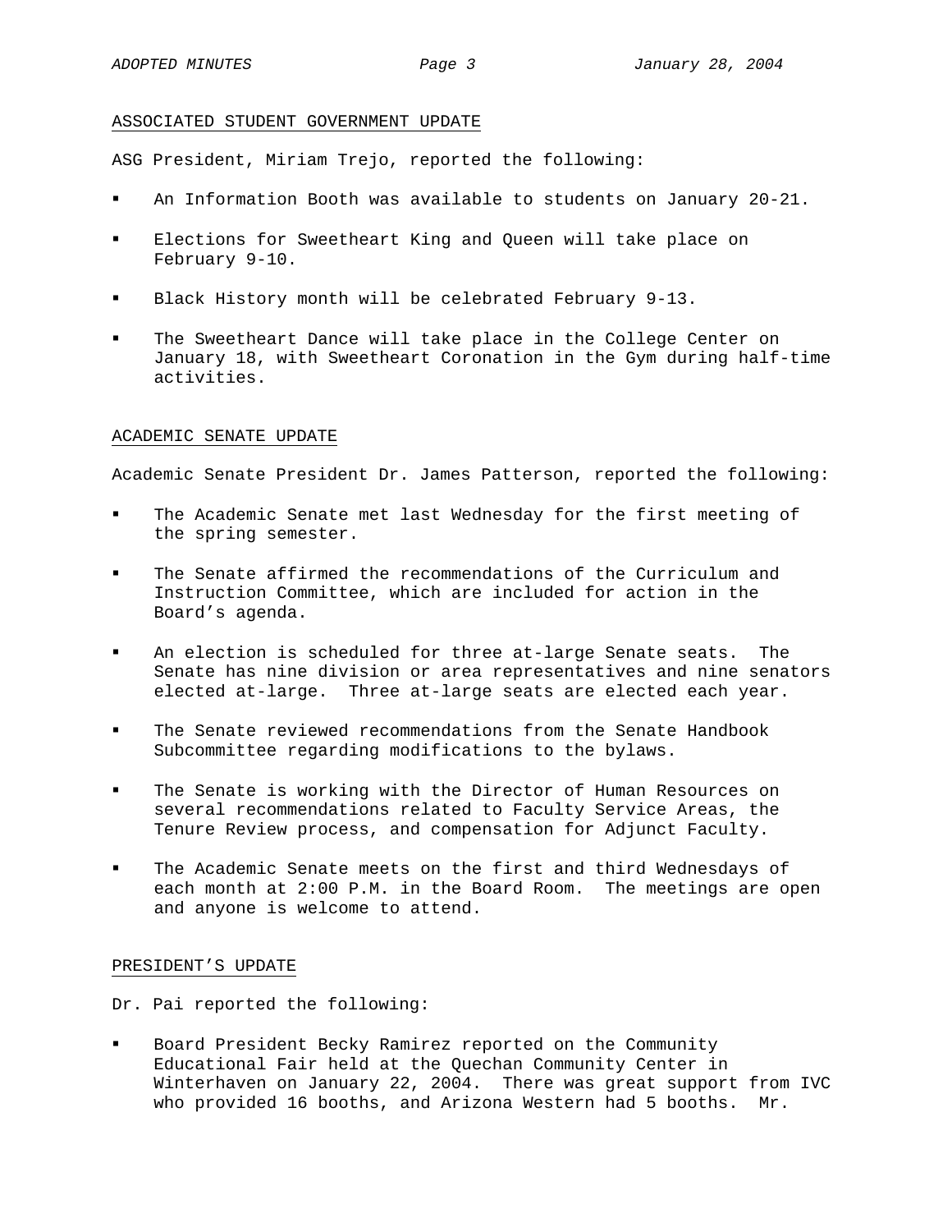## ASSOCIATED STUDENT GOVERNMENT UPDATE

ASG President, Miriam Trejo, reported the following:

- An Information Booth was available to students on January 20-21.
- Elections for Sweetheart King and Queen will take place on February 9-10.
- Black History month will be celebrated February 9-13.
- The Sweetheart Dance will take place in the College Center on January 18, with Sweetheart Coronation in the Gym during half-time activities.

## ACADEMIC SENATE UPDATE

Academic Senate President Dr. James Patterson, reported the following:

- The Academic Senate met last Wednesday for the first meeting of the spring semester.
- The Senate affirmed the recommendations of the Curriculum and Instruction Committee, which are included for action in the Board's agenda.
- An election is scheduled for three at-large Senate seats. The Senate has nine division or area representatives and nine senators elected at-large. Three at-large seats are elected each year.
- The Senate reviewed recommendations from the Senate Handbook Subcommittee regarding modifications to the bylaws.
- The Senate is working with the Director of Human Resources on several recommendations related to Faculty Service Areas, the Tenure Review process, and compensation for Adjunct Faculty.
- The Academic Senate meets on the first and third Wednesdays of each month at 2:00 P.M. in the Board Room. The meetings are open and anyone is welcome to attend.

## PRESIDENT'S UPDATE

Dr. Pai reported the following:

- Board President Becky Ramirez reported on the Community Educational Fair held at the Quechan Community Center in Winterhaven on January 22, 2004. There was great support from IVC who provided 16 booths, and Arizona Western had 5 booths. Mr.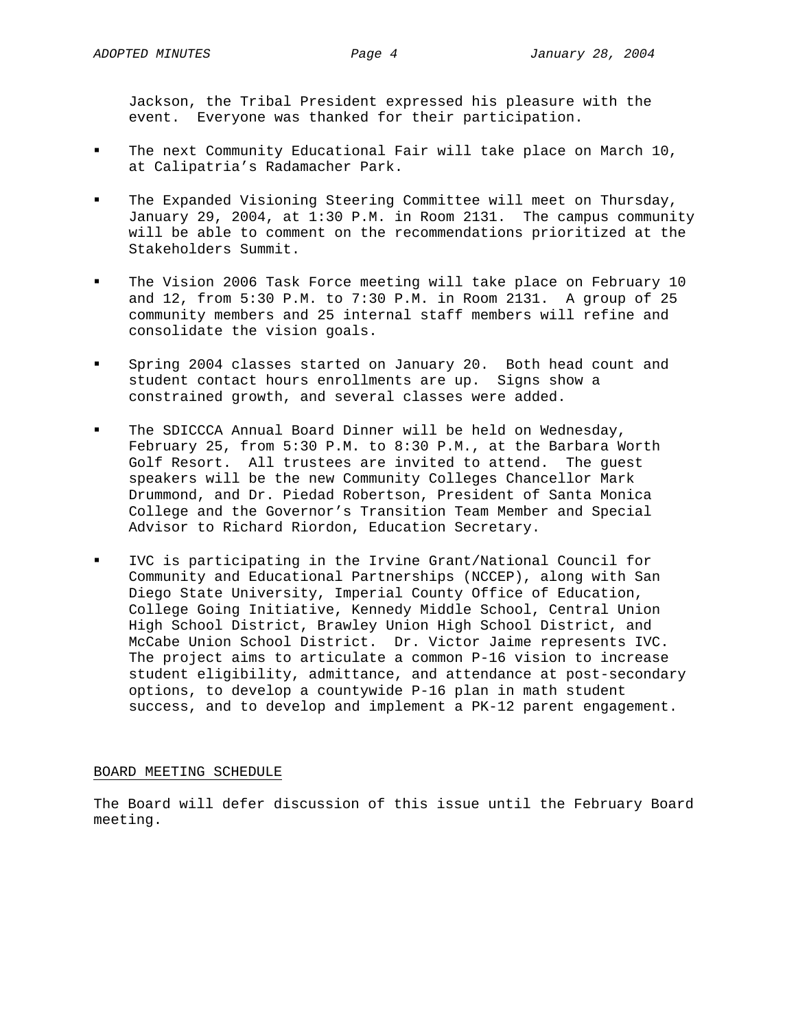Jackson, the Tribal President expressed his pleasure with the event. Everyone was thanked for their participation.

- The next Community Educational Fair will take place on March 10, at Calipatria's Radamacher Park.

- The Expanded Visioning Steering Committee will meet on Thursday, January 29, 2004, at 1:30 P.M. in Room 2131. The campus community will be able to comment on the recommendations prioritized at the Stakeholders Summit.

- The Vision 2006 Task Force meeting will take place on February 10 and 12, from 5:30 P.M. to 7:30 P.M. in Room 2131. A group of 25 community members and 25 internal staff members will refine and consolidate the vision goals.

- Spring 2004 classes started on January 20. Both head count and student contact hours enrollments are up. Signs show a constrained growth, and several classes were added.

- The SDICCCA Annual Board Dinner will be held on Wednesday, February 25, from 5:30 P.M. to 8:30 P.M., at the Barbara Worth Golf Resort. All trustees are invited to attend. The guest speakers will be the new Community Colleges Chancellor Mark Drummond, and Dr. Piedad Robertson, President of Santa Monica College and the Governor's Transition Team Member and Special Advisor to Richard Riordon, Education Secretary.

- IVC is participating in the Irvine Grant/National Council for Community and Educational Partnerships (NCCEP), along with San Diego State University, Imperial County Office of Education, College Going Initiative, Kennedy Middle School, Central Union High School District, Brawley Union High School District, and McCabe Union School District. Dr. Victor Jaime represents IVC. The project aims to articulate a common P-16 vision to increase student eligibility, admittance, and attendance at post-secondary options, to develop a countywide P-16 plan in math student success, and to develop and implement a PK-12 parent engagement.

## BOARD MEETING SCHEDULE

The Board will defer discussion of this issue until the February Board meeting.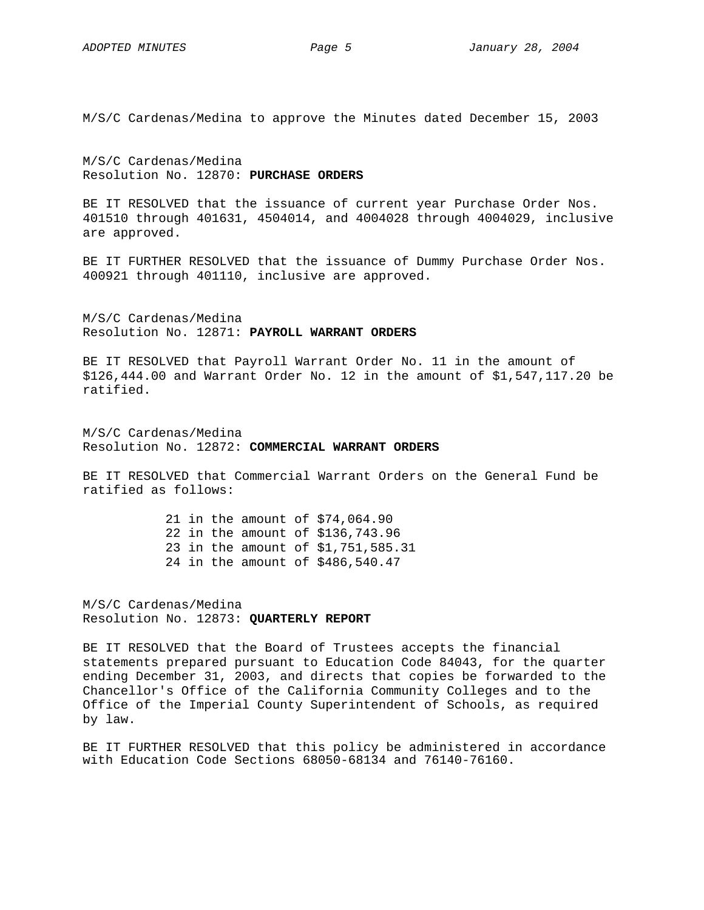M/S/C Cardenas/Medina to approve the Minutes dated December 15, 2003

M/S/C Cardenas/Medina
Resolution No. 12870: **PURCHASE ORDERS**

BE IT RESOLVED that the issuance of current year Purchase Order Nos. 401510 through 401631, 4504014, and 4004028 through 4004029, inclusive are approved.

BE IT FURTHER RESOLVED that the issuance of Dummy Purchase Order Nos. 400921 through 401110, inclusive are approved.

M/S/C Cardenas/Medina
Resolution No. 12871: **PAYROLL WARRANT ORDERS**

BE IT RESOLVED that Payroll Warrant Order No. 11 in the amount of $126,444.00 and Warrant Order No. 12 in the amount of $1,547,117.20 be ratified.

M/S/C Cardenas/Medina
Resolution No. 12872: **COMMERCIAL WARRANT ORDERS**

BE IT RESOLVED that Commercial Warrant Orders on the General Fund be ratified as follows:

21 in the amount of $74,064.90
22 in the amount of $136,743.96
23 in the amount of $1,751,585.31
24 in the amount of $486,540.47

M/S/C Cardenas/Medina
Resolution No. 12873: **QUARTERLY REPORT**

BE IT RESOLVED that the Board of Trustees accepts the financial statements prepared pursuant to Education Code 84043, for the quarter ending December 31, 2003, and directs that copies be forwarded to the Chancellor's Office of the California Community Colleges and to the Office of the Imperial County Superintendent of Schools, as required by law.

BE IT FURTHER RESOLVED that this policy be administered in accordance with Education Code Sections 68050-68134 and 76140-76160.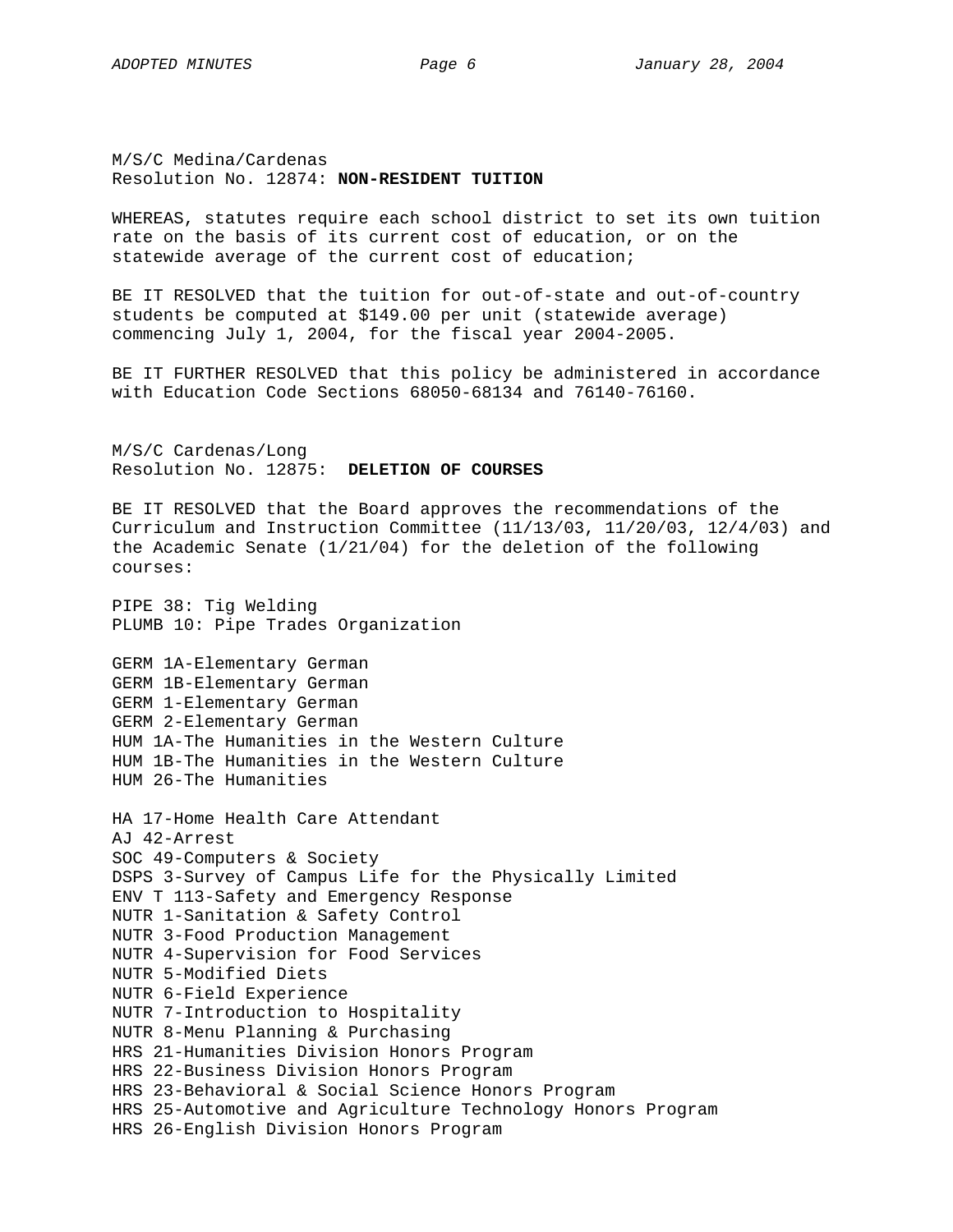M/S/C Medina/Cardenas
Resolution No. 12874: **NON-RESIDENT TUITION**

WHEREAS, statutes require each school district to set its own tuition rate on the basis of its current cost of education, or on the statewide average of the current cost of education;

BE IT RESOLVED that the tuition for out-of-state and out-of-country students be computed at $149.00 per unit (statewide average) commencing July 1, 2004, for the fiscal year 2004-2005.

BE IT FURTHER RESOLVED that this policy be administered in accordance with Education Code Sections 68050-68134 and 76140-76160.

M/S/C Cardenas/Long
Resolution No. 12875: **DELETION OF COURSES**

BE IT RESOLVED that the Board approves the recommendations of the Curriculum and Instruction Committee (11/13/03, 11/20/03, 12/4/03) and the Academic Senate (1/21/04) for the deletion of the following courses:

PIPE 38: Tig Welding
PLUMB 10: Pipe Trades Organization

GERM 1A-Elementary German
GERM 1B-Elementary German
GERM 1-Elementary German
GERM 2-Elementary German
HUM 1A-The Humanities in the Western Culture
HUM 1B-The Humanities in the Western Culture
HUM 26-The Humanities

HA 17-Home Health Care Attendant
AJ 42-Arrest
SOC 49-Computers & Society
DSPS 3-Survey of Campus Life for the Physically Limited
ENV T 113-Safety and Emergency Response
NUTR 1-Sanitation & Safety Control
NUTR 3-Food Production Management
NUTR 4-Supervision for Food Services
NUTR 5-Modified Diets
NUTR 6-Field Experience
NUTR 7-Introduction to Hospitality
NUTR 8-Menu Planning & Purchasing
HRS 21-Humanities Division Honors Program
HRS 22-Business Division Honors Program
HRS 23-Behavioral & Social Science Honors Program
HRS 25-Automotive and Agriculture Technology Honors Program
HRS 26-English Division Honors Program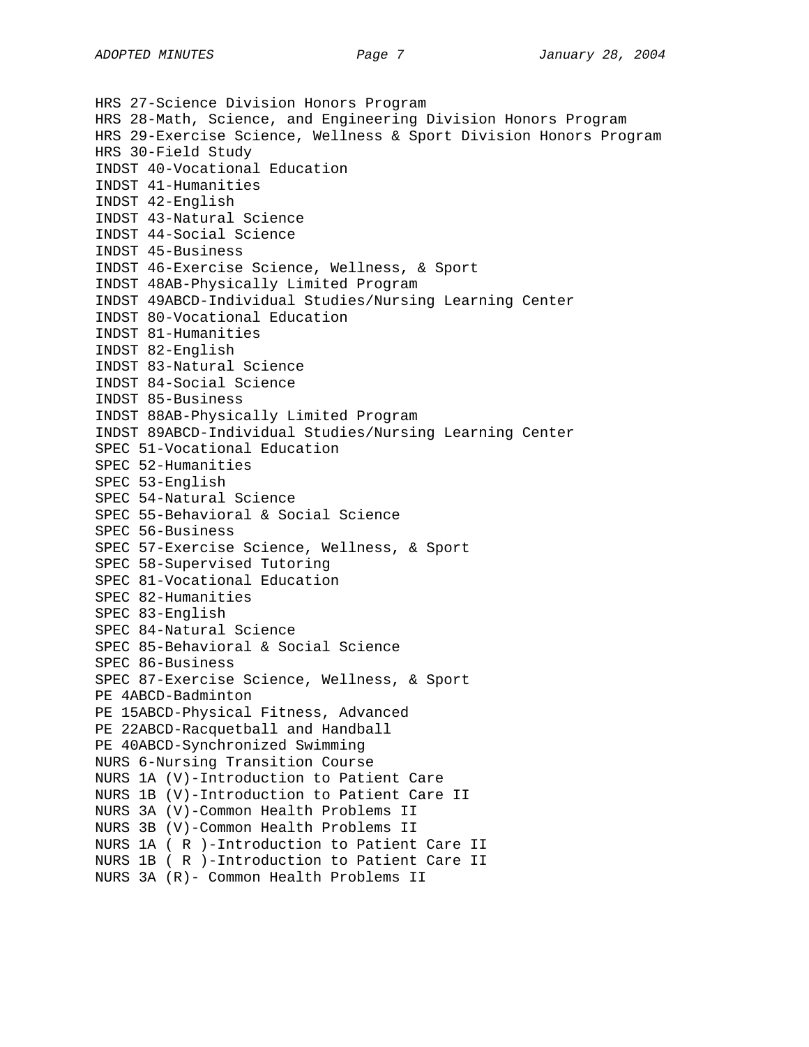HRS 27-Science Division Honors Program
HRS 28-Math, Science, and Engineering Division Honors Program
HRS 29-Exercise Science, Wellness & Sport Division Honors Program
HRS 30-Field Study
INDST 40-Vocational Education
INDST 41-Humanities
INDST 42-English
INDST 43-Natural Science
INDST 44-Social Science
INDST 45-Business
INDST 46-Exercise Science, Wellness, & Sport
INDST 48AB-Physically Limited Program
INDST 49ABCD-Individual Studies/Nursing Learning Center
INDST 80-Vocational Education
INDST 81-Humanities
INDST 82-English
INDST 83-Natural Science
INDST 84-Social Science
INDST 85-Business
INDST 88AB-Physically Limited Program
INDST 89ABCD-Individual Studies/Nursing Learning Center
SPEC 51-Vocational Education
SPEC 52-Humanities
SPEC 53-English
SPEC 54-Natural Science
SPEC 55-Behavioral & Social Science
SPEC 56-Business
SPEC 57-Exercise Science, Wellness, & Sport
SPEC 58-Supervised Tutoring
SPEC 81-Vocational Education
SPEC 82-Humanities
SPEC 83-English
SPEC 84-Natural Science
SPEC 85-Behavioral & Social Science
SPEC 86-Business
SPEC 87-Exercise Science, Wellness, & Sport
PE 4ABCD-Badminton
PE 15ABCD-Physical Fitness, Advanced
PE 22ABCD-Racquetball and Handball
PE 40ABCD-Synchronized Swimming
NURS 6-Nursing Transition Course
NURS 1A (V)-Introduction to Patient Care
NURS 1B (V)-Introduction to Patient Care II
NURS 3A (V)-Common Health Problems II
NURS 3B (V)-Common Health Problems II
NURS 1A ( R )-Introduction to Patient Care II
NURS 1B ( R )-Introduction to Patient Care II
NURS 3A (R)- Common Health Problems II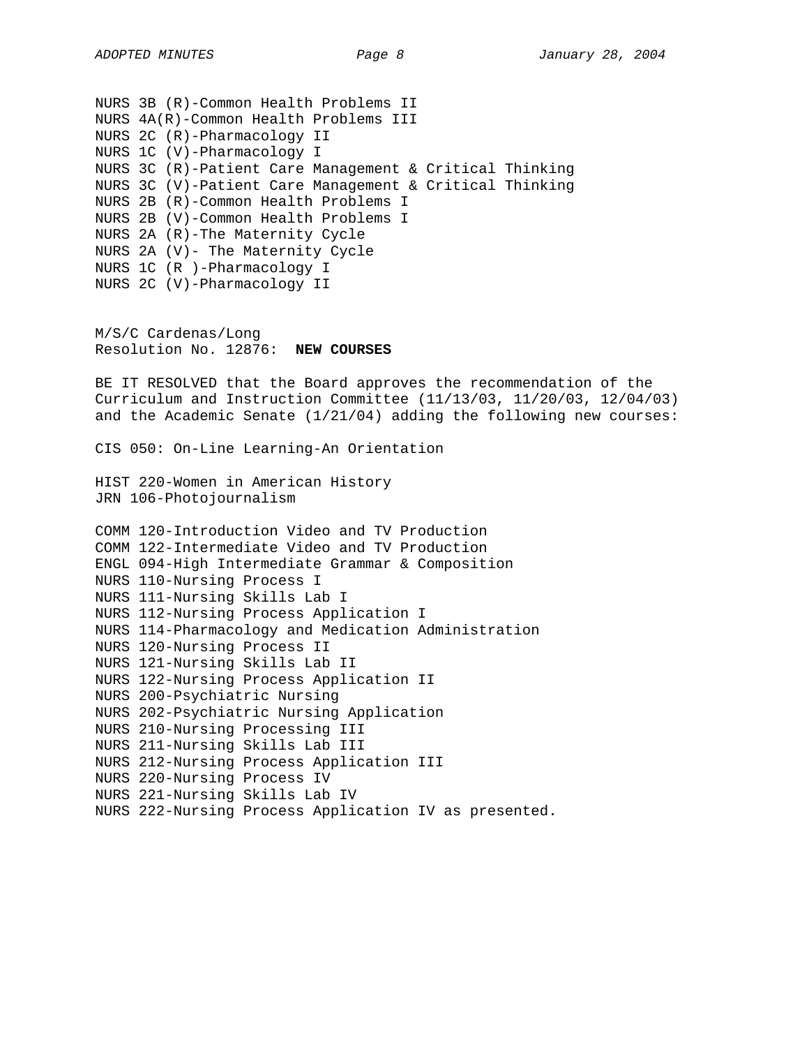NURS 3B (R)-Common Health Problems II
NURS 4A(R)-Common Health Problems III
NURS 2C (R)-Pharmacology II
NURS 1C (V)-Pharmacology I
NURS 3C (R)-Patient Care Management & Critical Thinking
NURS 3C (V)-Patient Care Management & Critical Thinking
NURS 2B (R)-Common Health Problems I
NURS 2B (V)-Common Health Problems I
NURS 2A (R)-The Maternity Cycle
NURS 2A (V)- The Maternity Cycle
NURS 1C (R )-Pharmacology I
NURS 2C (V)-Pharmacology II

M/S/C Cardenas/Long
Resolution No. 12876: **NEW COURSES**

BE IT RESOLVED that the Board approves the recommendation of the Curriculum and Instruction Committee (11/13/03, 11/20/03, 12/04/03) and the Academic Senate (1/21/04) adding the following new courses:

CIS 050: On-Line Learning-An Orientation

HIST 220-Women in American History
JRN 106-Photojournalism

COMM 120-Introduction Video and TV Production
COMM 122-Intermediate Video and TV Production
ENGL 094-High Intermediate Grammar & Composition
NURS 110-Nursing Process I
NURS 111-Nursing Skills Lab I
NURS 112-Nursing Process Application I
NURS 114-Pharmacology and Medication Administration
NURS 120-Nursing Process II
NURS 121-Nursing Skills Lab II
NURS 122-Nursing Process Application II
NURS 200-Psychiatric Nursing
NURS 202-Psychiatric Nursing Application
NURS 210-Nursing Processing III
NURS 211-Nursing Skills Lab III
NURS 212-Nursing Process Application III
NURS 220-Nursing Process IV
NURS 221-Nursing Skills Lab IV
NURS 222-Nursing Process Application IV as presented.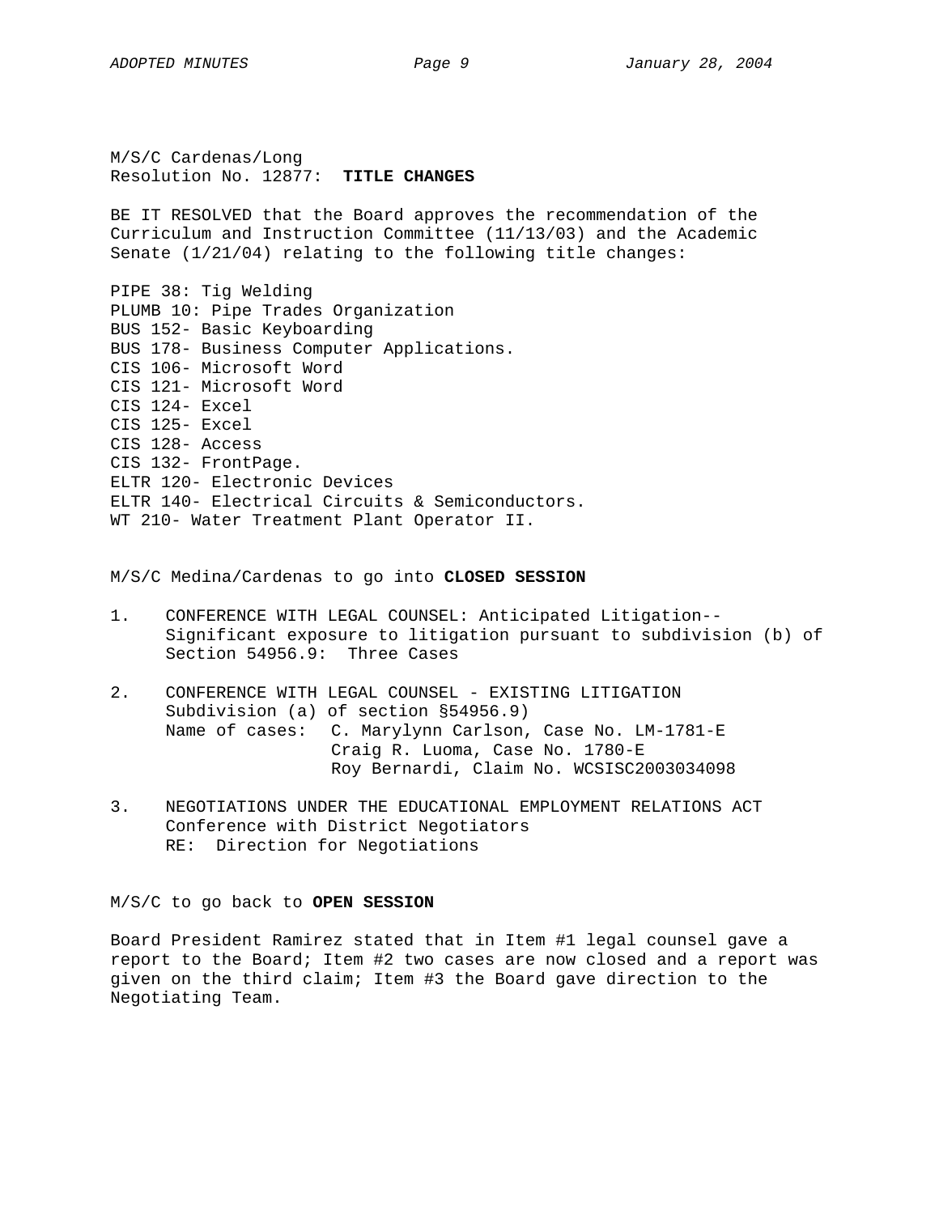M/S/C Cardenas/Long
Resolution No. 12877: **TITLE CHANGES**

BE IT RESOLVED that the Board approves the recommendation of the Curriculum and Instruction Committee (11/13/03) and the Academic Senate (1/21/04) relating to the following title changes:

PIPE 38: Tig Welding
PLUMB 10: Pipe Trades Organization
BUS 152- Basic Keyboarding
BUS 178- Business Computer Applications.
CIS 106- Microsoft Word
CIS 121- Microsoft Word
CIS 124- Excel
CIS 125- Excel
CIS 128- Access
CIS 132- FrontPage.
ELTR 120- Electronic Devices
ELTR 140- Electrical Circuits & Semiconductors.
WT 210- Water Treatment Plant Operator II.

M/S/C Medina/Cardenas to go into **CLOSED SESSION**

1. CONFERENCE WITH LEGAL COUNSEL: Anticipated Litigation--Significant exposure to litigation pursuant to subdivision (b) of Section 54956.9: Three Cases

2. CONFERENCE WITH LEGAL COUNSEL - EXISTING LITIGATION
   Subdivision (a) of section §54956.9)
   Name of cases: C. Marylynn Carlson, Case No. LM-1781-E
   Craig R. Luoma, Case No. 1780-E
   Roy Bernardi, Claim No. WCSISC2003034098

3. NEGOTIATIONS UNDER THE EDUCATIONAL EMPLOYMENT RELATIONS ACT
   Conference with District Negotiators
   RE: Direction for Negotiations

M/S/C to go back to **OPEN SESSION**

Board President Ramirez stated that in Item #1 legal counsel gave a report to the Board; Item #2 two cases are now closed and a report was given on the third claim; Item #3 the Board gave direction to the Negotiating Team.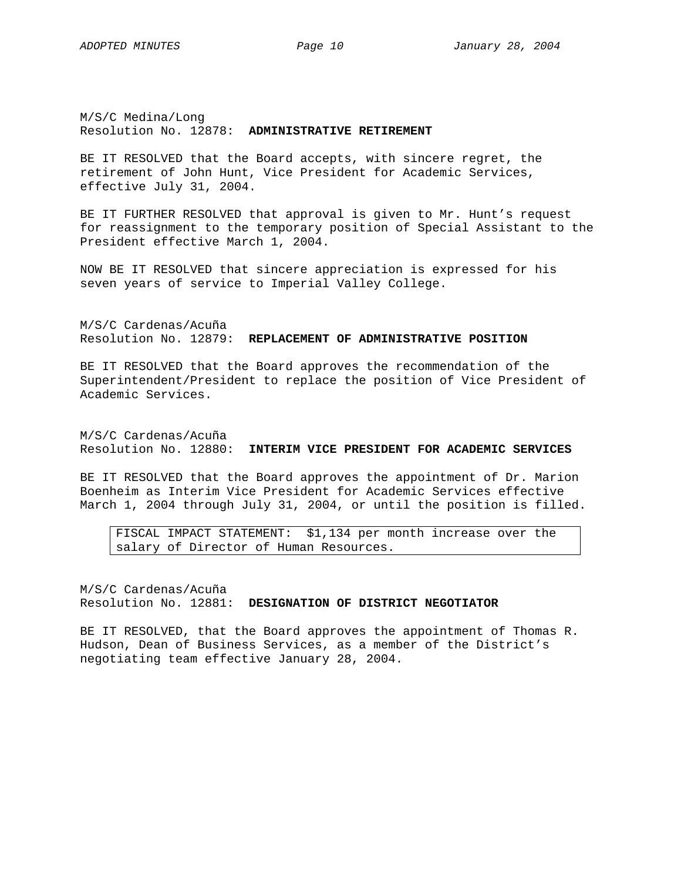M/S/C Medina/Long
Resolution No. 12878: **ADMINISTRATIVE RETIREMENT**

BE IT RESOLVED that the Board accepts, with sincere regret, the retirement of John Hunt, Vice President for Academic Services, effective July 31, 2004.

BE IT FURTHER RESOLVED that approval is given to Mr. Hunt's request for reassignment to the temporary position of Special Assistant to the President effective March 1, 2004.

NOW BE IT RESOLVED that sincere appreciation is expressed for his seven years of service to Imperial Valley College.

M/S/C Cardenas/Acuña
Resolution No. 12879: **REPLACEMENT OF ADMINISTRATIVE POSITION**

BE IT RESOLVED that the Board approves the recommendation of the Superintendent/President to replace the position of Vice President of Academic Services.

M/S/C Cardenas/Acuña
Resolution No. 12880: **INTERIM VICE PRESIDENT FOR ACADEMIC SERVICES**

BE IT RESOLVED that the Board approves the appointment of Dr. Marion Boenheim as Interim Vice President for Academic Services effective March 1, 2004 through July 31, 2004, or until the position is filled.

> FISCAL IMPACT STATEMENT: $1,134 per month increase over the salary of Director of Human Resources.

M/S/C Cardenas/Acuña
Resolution No. 12881: **DESIGNATION OF DISTRICT NEGOTIATOR**

BE IT RESOLVED, that the Board approves the appointment of Thomas R. Hudson, Dean of Business Services, as a member of the District's negotiating team effective January 28, 2004.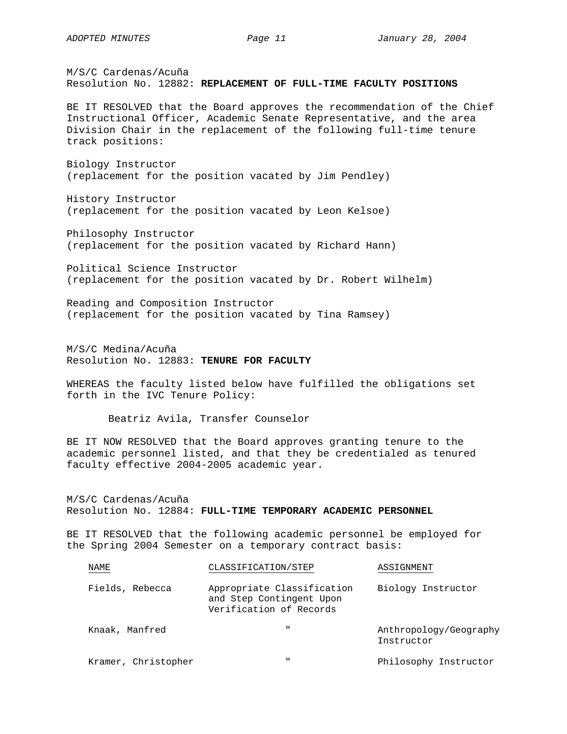M/S/C Cardenas/Acuña
Resolution No. 12882: **REPLACEMENT OF FULL-TIME FACULTY POSITIONS**

BE IT RESOLVED that the Board approves the recommendation of the Chief Instructional Officer, Academic Senate Representative, and the area Division Chair in the replacement of the following full-time tenure track positions:

Biology Instructor
(replacement for the position vacated by Jim Pendley)

History Instructor
(replacement for the position vacated by Leon Kelsoe)

Philosophy Instructor
(replacement for the position vacated by Richard Hann)

Political Science Instructor
(replacement for the position vacated by Dr. Robert Wilhelm)

Reading and Composition Instructor
(replacement for the position vacated by Tina Ramsey)

M/S/C Medina/Acuña
Resolution No. 12883: **TENURE FOR FACULTY**

WHEREAS the faculty listed below have fulfilled the obligations set forth in the IVC Tenure Policy:

Beatriz Avila, Transfer Counselor

BE IT NOW RESOLVED that the Board approves granting tenure to the academic personnel listed, and that they be credentialed as tenured faculty effective 2004-2005 academic year.

M/S/C Cardenas/Acuña
Resolution No. 12884: **FULL-TIME TEMPORARY ACADEMIC PERSONNEL**

BE IT RESOLVED that the following academic personnel be employed for the Spring 2004 Semester on a temporary contract basis:

| NAME | CLASSIFICATION/STEP | ASSIGNMENT |
|---|---|---|
| Fields, Rebecca | Appropriate Classification and Step Contingent Upon Verification of Records | Biology Instructor |
| Knaak, Manfred | " | Anthropology/Geography Instructor |
| Kramer, Christopher | " | Philosophy Instructor |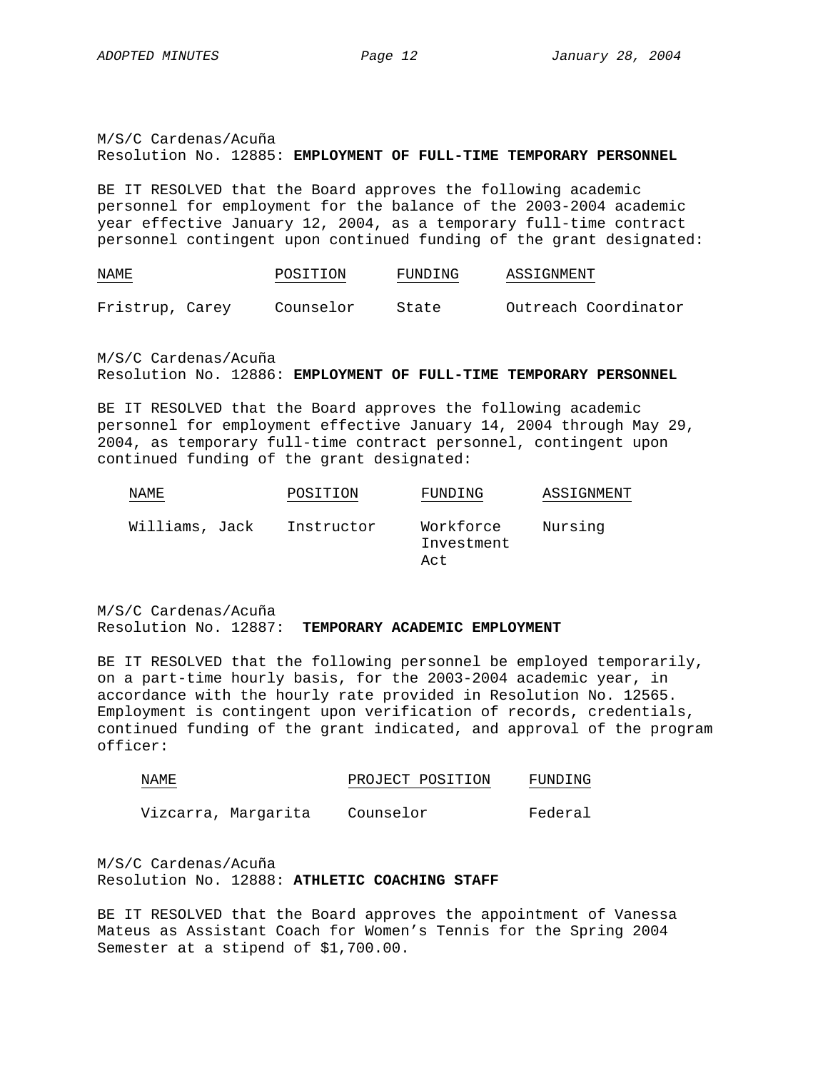M/S/C Cardenas/Acuña
Resolution No. 12885: **EMPLOYMENT OF FULL-TIME TEMPORARY PERSONNEL**

BE IT RESOLVED that the Board approves the following academic personnel for employment for the balance of the 2003-2004 academic year effective January 12, 2004, as a temporary full-time contract personnel contingent upon continued funding of the grant designated:

| NAME | POSITION | FUNDING | ASSIGNMENT |
|---|---|---|---|
| Fristrup, Carey | Counselor | State | Outreach Coordinator |

M/S/C Cardenas/Acuña
Resolution No. 12886: **EMPLOYMENT OF FULL-TIME TEMPORARY PERSONNEL**

BE IT RESOLVED that the Board approves the following academic personnel for employment effective January 14, 2004 through May 29, 2004, as temporary full-time contract personnel, contingent upon continued funding of the grant designated:

| NAME | POSITION | FUNDING | ASSIGNMENT |
|---|---|---|---|
| Williams, Jack | Instructor | Workforce Investment Act | Nursing |

M/S/C Cardenas/Acuña
Resolution No. 12887: **TEMPORARY ACADEMIC EMPLOYMENT**

BE IT RESOLVED that the following personnel be employed temporarily, on a part-time hourly basis, for the 2003-2004 academic year, in accordance with the hourly rate provided in Resolution No. 12565. Employment is contingent upon verification of records, credentials, continued funding of the grant indicated, and approval of the program officer:

| NAME | PROJECT POSITION | FUNDING |
|---|---|---|
| Vizcarra, Margarita | Counselor | Federal |

M/S/C Cardenas/Acuña
Resolution No. 12888: **ATHLETIC COACHING STAFF**

BE IT RESOLVED that the Board approves the appointment of Vanessa Mateus as Assistant Coach for Women's Tennis for the Spring 2004 Semester at a stipend of $1,700.00.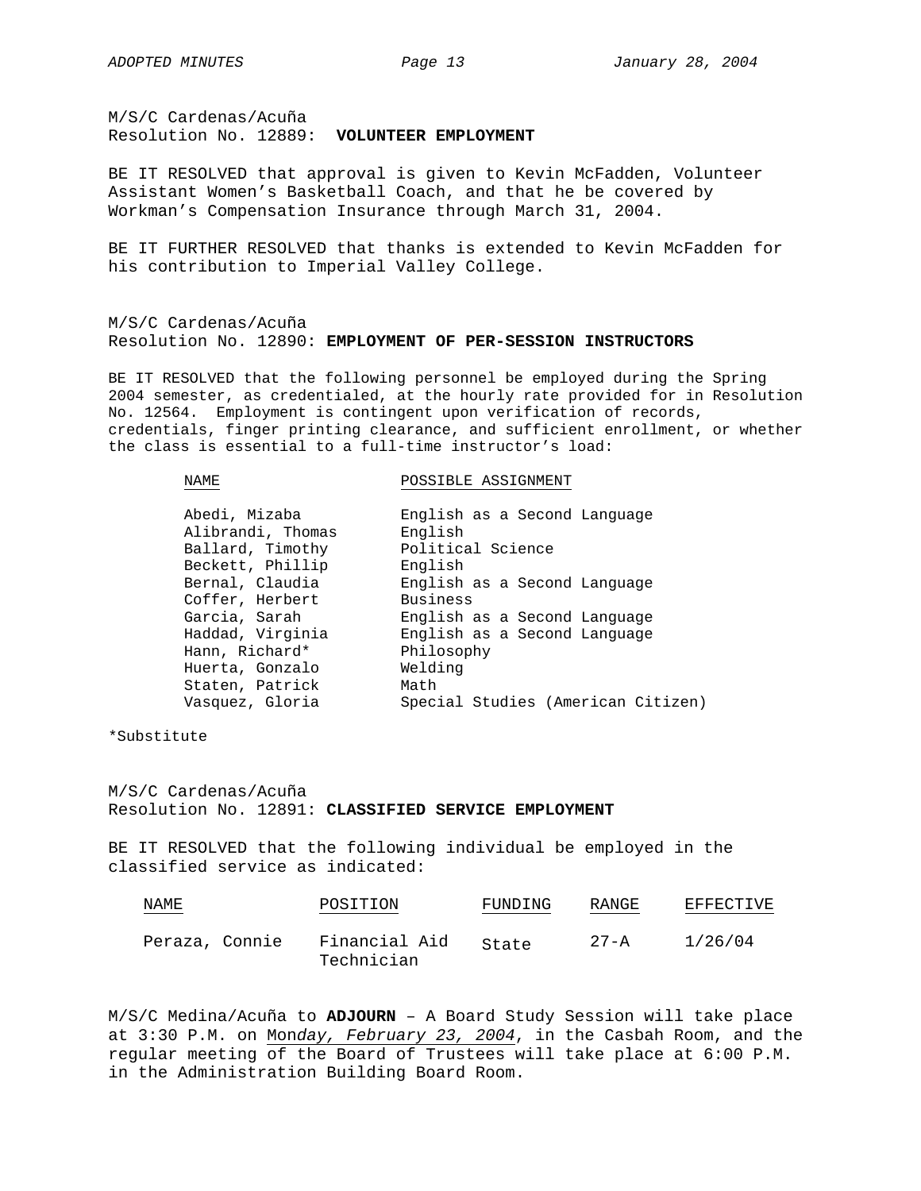M/S/C Cardenas/Acuña
Resolution No. 12889: **VOLUNTEER EMPLOYMENT**

BE IT RESOLVED that approval is given to Kevin McFadden, Volunteer Assistant Women's Basketball Coach, and that he be covered by Workman's Compensation Insurance through March 31, 2004.

BE IT FURTHER RESOLVED that thanks is extended to Kevin McFadden for his contribution to Imperial Valley College.

M/S/C Cardenas/Acuña
Resolution No. 12890: **EMPLOYMENT OF PER-SESSION INSTRUCTORS**

BE IT RESOLVED that the following personnel be employed during the Spring 2004 semester, as credentialed, at the hourly rate provided for in Resolution No. 12564. Employment is contingent upon verification of records, credentials, finger printing clearance, and sufficient enrollment, or whether the class is essential to a full-time instructor's load:

| NAME | POSSIBLE ASSIGNMENT |
|---|---|
| Abedi, Mizaba | English as a Second Language |
| Alibrandi, Thomas | English |
| Ballard, Timothy | Political Science |
| Beckett, Phillip | English |
| Bernal, Claudia | English as a Second Language |
| Coffer, Herbert | Business |
| Garcia, Sarah | English as a Second Language |
| Haddad, Virginia | English as a Second Language |
| Hann, Richard* | Philosophy |
| Huerta, Gonzalo | Welding |
| Staten, Patrick | Math |
| Vasquez, Gloria | Special Studies (American Citizen) |

*Substitute

M/S/C Cardenas/Acuña
Resolution No. 12891: **CLASSIFIED SERVICE EMPLOYMENT**

BE IT RESOLVED that the following individual be employed in the classified service as indicated:

| NAME | POSITION | FUNDING | RANGE | EFFECTIVE |
|---|---|---|---|---|
| Peraza, Connie | Financial Aid Technician | State | 27-A | 1/26/04 |

M/S/C Medina/Acuña to **ADJOURN** – A Board Study Session will take place at 3:30 P.M. on Mon*day, February 23, 2004*, in the Casbah Room, and the regular meeting of the Board of Trustees will take place at 6:00 P.M. in the Administration Building Board Room.